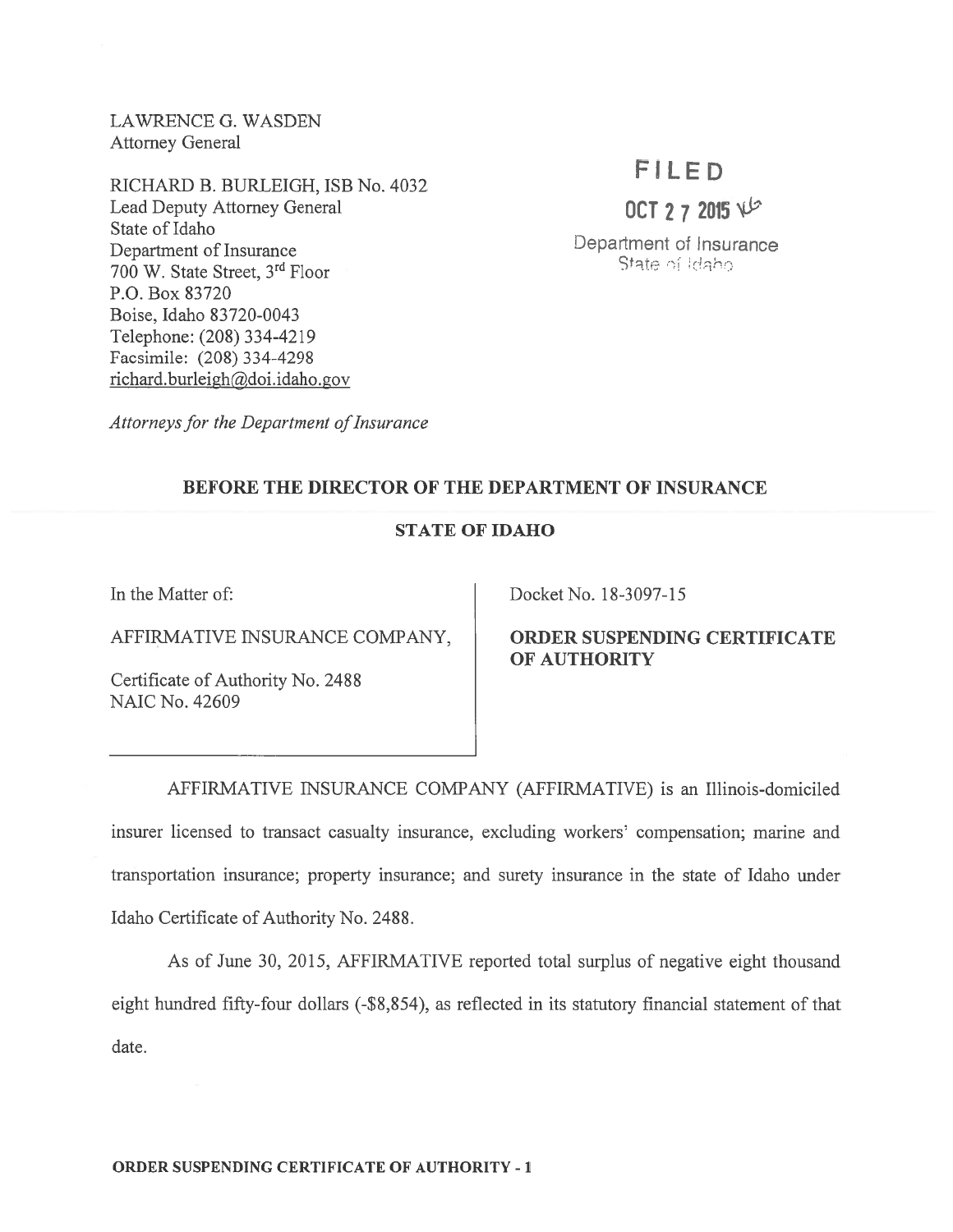LAWRENCE G. WASDEN
Attorney General

RICHARD B. BURLEIGH, ISB No. 4032
Lead Deputy Attorney General
State of Idaho
Department of Insurance
700 W. State Street, 3rd Floor
P.O. Box 83720
Boise, Idaho 83720-0043
Telephone: (208) 334-4219
Facsimile: (208) 334-4298
richard.burleigh@doi.idaho.gov

*Attorneys for the Department of Insurance*

FILED
OCT 27 2015
Department of Insurance
State of Idaho

**BEFORE THE DIRECTOR OF THE DEPARTMENT OF INSURANCE**

**STATE OF IDAHO**

| In the Matter of: AFFIRMATIVE INSURANCE COMPANY, Certificate of Authority No. 2488 NAIC No. 42609 | Docket No. 18-3097-15 **ORDER SUSPENDING CERTIFICATE OF AUTHORITY** |
|---|---|

AFFIRMATIVE INSURANCE COMPANY (AFFIRMATIVE) is an Illinois-domiciled insurer licensed to transact casualty insurance, excluding workers' compensation; marine and transportation insurance; property insurance; and surety insurance in the state of Idaho under Idaho Certificate of Authority No. 2488.

As of June 30, 2015, AFFIRMATIVE reported total surplus of negative eight thousand eight hundred fifty-four dollars (-$8,854), as reflected in its statutory financial statement of that date.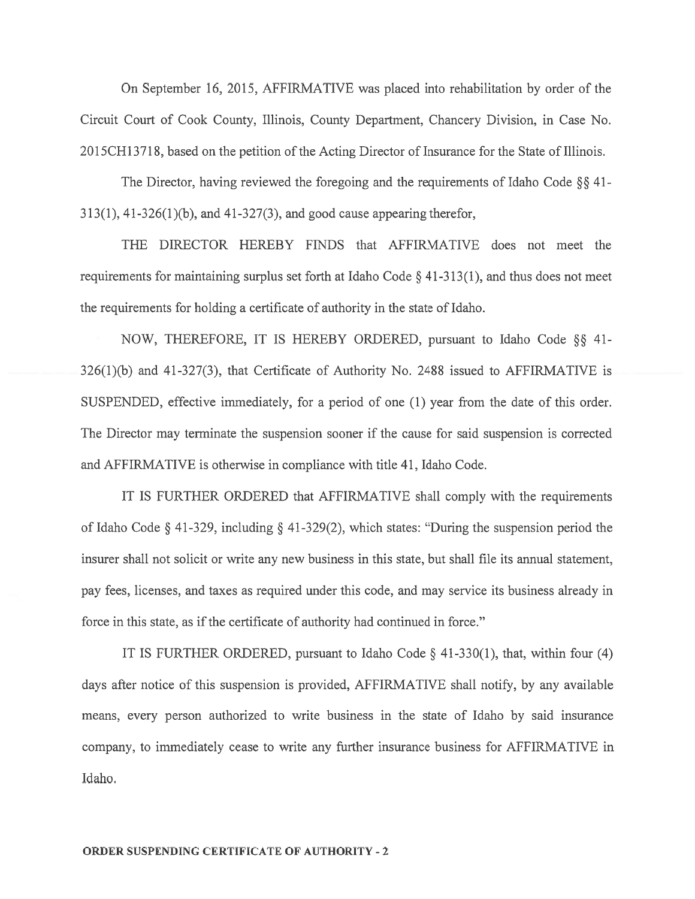On September 16, 2015, AFFIRMATIVE was placed into rehabilitation by order of the Circuit Court of Cook County, Illinois, County Department, Chancery Division, in Case No. 2015CH13718, based on the petition of the Acting Director of Insurance for the State of Illinois.

The Director, having reviewed the foregoing and the requirements of Idaho Code §§ 41-313(1), 41-326(1)(b), and 41-327(3), and good cause appearing therefor,

THE DIRECTOR HEREBY FINDS that AFFIRMATIVE does not meet the requirements for maintaining surplus set forth at Idaho Code § 41-313(1), and thus does not meet the requirements for holding a certificate of authority in the state of Idaho.

NOW, THEREFORE, IT IS HEREBY ORDERED, pursuant to Idaho Code §§ 41-326(1)(b) and 41-327(3), that Certificate of Authority No. 2488 issued to AFFIRMATIVE is SUSPENDED, effective immediately, for a period of one (1) year from the date of this order. The Director may terminate the suspension sooner if the cause for said suspension is corrected and AFFIRMATIVE is otherwise in compliance with title 41, Idaho Code.

IT IS FURTHER ORDERED that AFFIRMATIVE shall comply with the requirements of Idaho Code § 41-329, including § 41-329(2), which states: "During the suspension period the insurer shall not solicit or write any new business in this state, but shall file its annual statement, pay fees, licenses, and taxes as required under this code, and may service its business already in force in this state, as if the certificate of authority had continued in force."

IT IS FURTHER ORDERED, pursuant to Idaho Code § 41-330(1), that, within four (4) days after notice of this suspension is provided, AFFIRMATIVE shall notify, by any available means, every person authorized to write business in the state of Idaho by said insurance company, to immediately cease to write any further insurance business for AFFIRMATIVE in Idaho.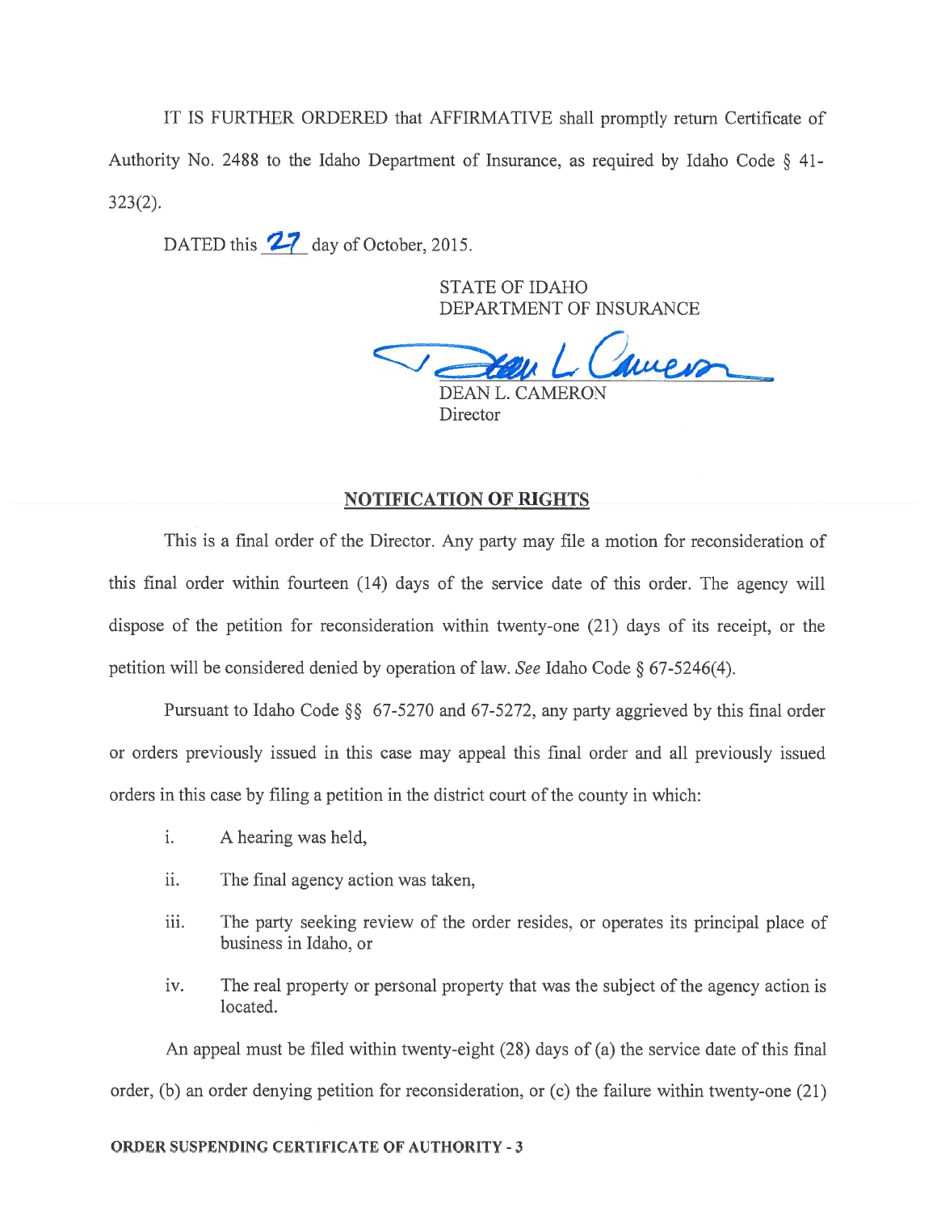IT IS FURTHER ORDERED that AFFIRMATIVE shall promptly return Certificate of Authority No. 2488 to the Idaho Department of Insurance, as required by Idaho Code § 41-323(2).

DATED this 27 day of October, 2015.

STATE OF IDAHO
DEPARTMENT OF INSURANCE

DEAN L. CAMERON
Director

## NOTIFICATION OF RIGHTS

This is a final order of the Director. Any party may file a motion for reconsideration of this final order within fourteen (14) days of the service date of this order. The agency will dispose of the petition for reconsideration within twenty-one (21) days of its receipt, or the petition will be considered denied by operation of law. *See* Idaho Code § 67-5246(4).

Pursuant to Idaho Code §§ 67-5270 and 67-5272, any party aggrieved by this final order or orders previously issued in this case may appeal this final order and all previously issued orders in this case by filing a petition in the district court of the county in which:

i. A hearing was held,

ii. The final agency action was taken,

iii. The party seeking review of the order resides, or operates its principal place of business in Idaho, or

iv. The real property or personal property that was the subject of the agency action is located.

An appeal must be filed within twenty-eight (28) days of (a) the service date of this final order, (b) an order denying petition for reconsideration, or (c) the failure within twenty-one (21)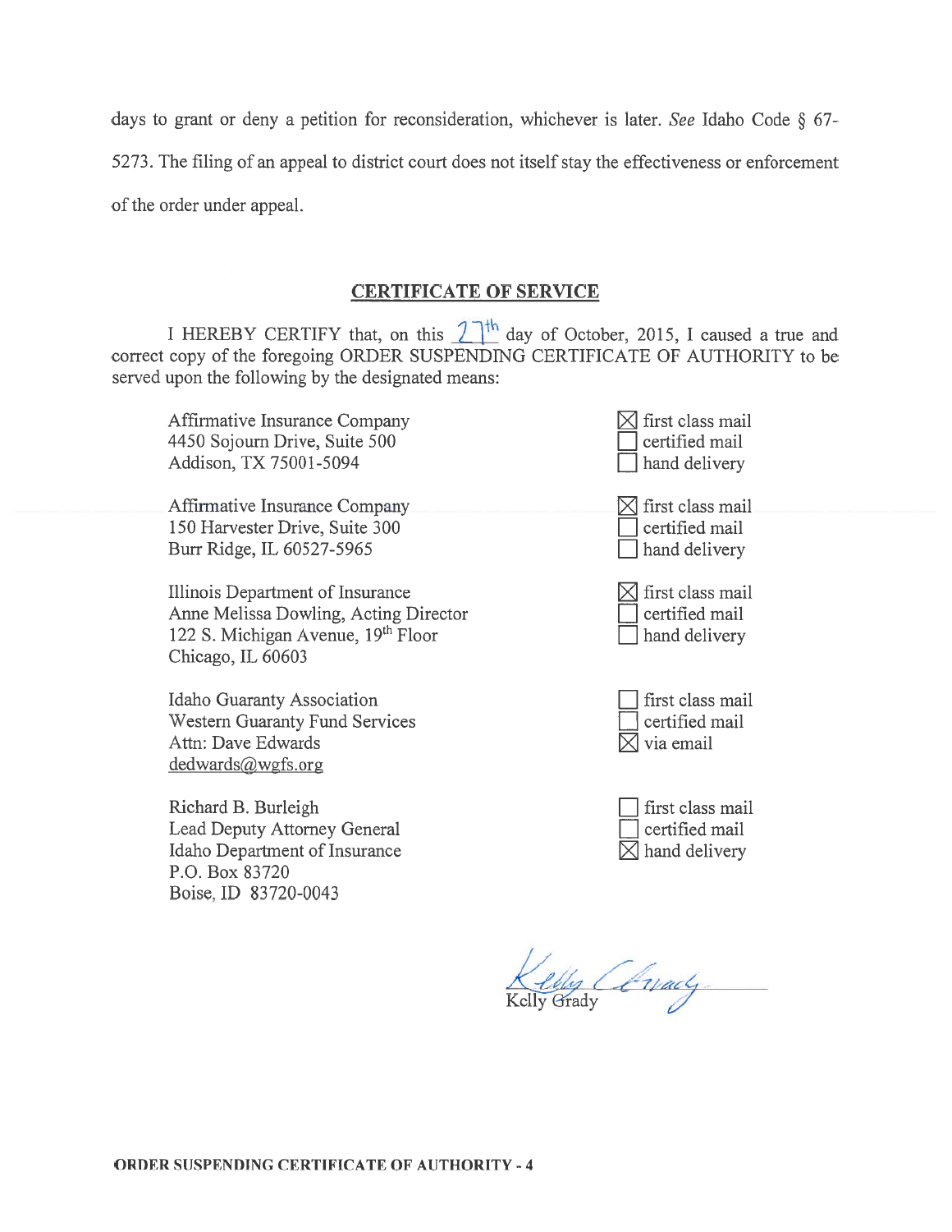days to grant or deny a petition for reconsideration, whichever is later. *See* Idaho Code § 67-5273. The filing of an appeal to district court does not itself stay the effectiveness or enforcement of the order under appeal.

## CERTIFICATE OF SERVICE

I HEREBY CERTIFY that, on this 27th day of October, 2015, I caused a true and correct copy of the foregoing ORDER SUSPENDING CERTIFICATE OF AUTHORITY to be served upon the following by the designated means:

| | |
|---|---|
| Affirmative Insurance Company<br>4450 Sojourn Drive, Suite 500<br>Addison, TX 75001-5094 | ☒ first class mail<br>☐ certified mail<br>☐ hand delivery |
| Affirmative Insurance Company<br>150 Harvester Drive, Suite 300<br>Burr Ridge, IL 60527-5965 | ☒ first class mail<br>☐ certified mail<br>☐ hand delivery |
| Illinois Department of Insurance<br>Anne Melissa Dowling, Acting Director<br>122 S. Michigan Avenue, 19th Floor<br>Chicago, IL 60603 | ☒ first class mail<br>☐ certified mail<br>☐ hand delivery |
| Idaho Guaranty Association<br>Western Guaranty Fund Services<br>Attn: Dave Edwards<br>dedwards@wgfs.org | ☐ first class mail<br>☐ certified mail<br>☒ via email |
| Richard B. Burleigh<br>Lead Deputy Attorney General<br>Idaho Department of Insurance<br>P.O. Box 83720<br>Boise, ID 83720-0043 | ☐ first class mail<br>☐ certified mail<br>☒ hand delivery |

Kelly Grady